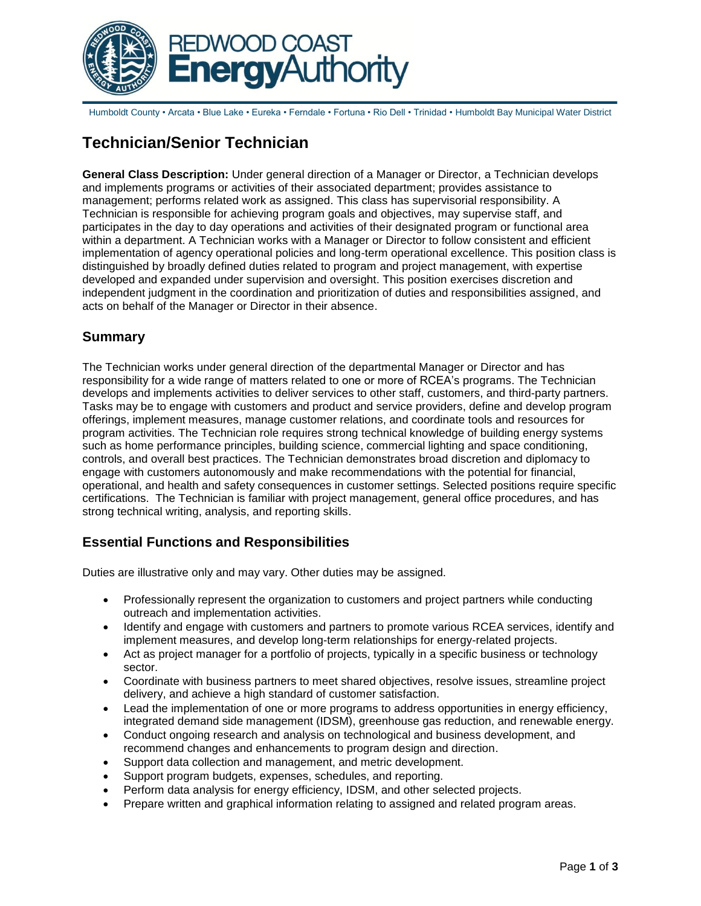Humboldt County • Arcata • Blue Lake • Eureka • Ferndale • Fortuna • Rio Dell • Trinidad • Humboldt Bay Municipal Water District

# Technician/Senior Technician

**General Class Description:** Under general direction of a Manager or Director, a Technician develops and implements programs or activities of their associated department; provides assistance to management; performs related work as assigned. This class has supervisorial responsibility. A Technician is responsible for achieving program goals and objectives, may supervise staff, and participates in the day to day operations and activities of their designated program or functional area within a department. A Technician works with a Manager or Director to follow consistent and efficient implementation of agency operational policies and long-term operational excellence. This position class is distinguished by broadly defined duties related to program and project management, with expertise developed and expanded under supervision and oversight. This position exercises discretion and independent judgment in the coordination and prioritization of duties and responsibilities assigned, and acts on behalf of the Manager or Director in their absence.

## Summary

The Technician works under general direction of the departmental Manager or Director and has responsibility for a wide range of matters related to one or more of RCEA's programs. The Technician develops and implements activities to deliver services to other staff, customers, and third-party partners. Tasks may be to engage with customers and product and service providers, define and develop program offerings, implement measures, manage customer relations, and coordinate tools and resources for program activities. The Technician role requires strong technical knowledge of building energy systems such as home performance principles, building science, commercial lighting and space conditioning, controls, and overall best practices. The Technician demonstrates broad discretion and diplomacy to engage with customers autonomously and make recommendations with the potential for financial, operational, and health and safety consequences in customer settings. Selected positions require specific certifications. The Technician is familiar with project management, general office procedures, and has strong technical writing, analysis, and reporting skills.

## Essential Functions and Responsibilities

Duties are illustrative only and may vary. Other duties may be assigned.

- Professionally represent the organization to customers and project partners while conducting outreach and implementation activities.
- Identify and engage with customers and partners to promote various RCEA services, identify and implement measures, and develop long-term relationships for energy-related projects.
- Act as project manager for a portfolio of projects, typically in a specific business or technology sector.
- Coordinate with business partners to meet shared objectives, resolve issues, streamline project delivery, and achieve a high standard of customer satisfaction.
- Lead the implementation of one or more programs to address opportunities in energy efficiency, integrated demand side management (IDSM), greenhouse gas reduction, and renewable energy.
- Conduct ongoing research and analysis on technological and business development, and recommend changes and enhancements to program design and direction.
- Support data collection and management, and metric development.
- Support program budgets, expenses, schedules, and reporting.
- Perform data analysis for energy efficiency, IDSM, and other selected projects.
- Prepare written and graphical information relating to assigned and related program areas.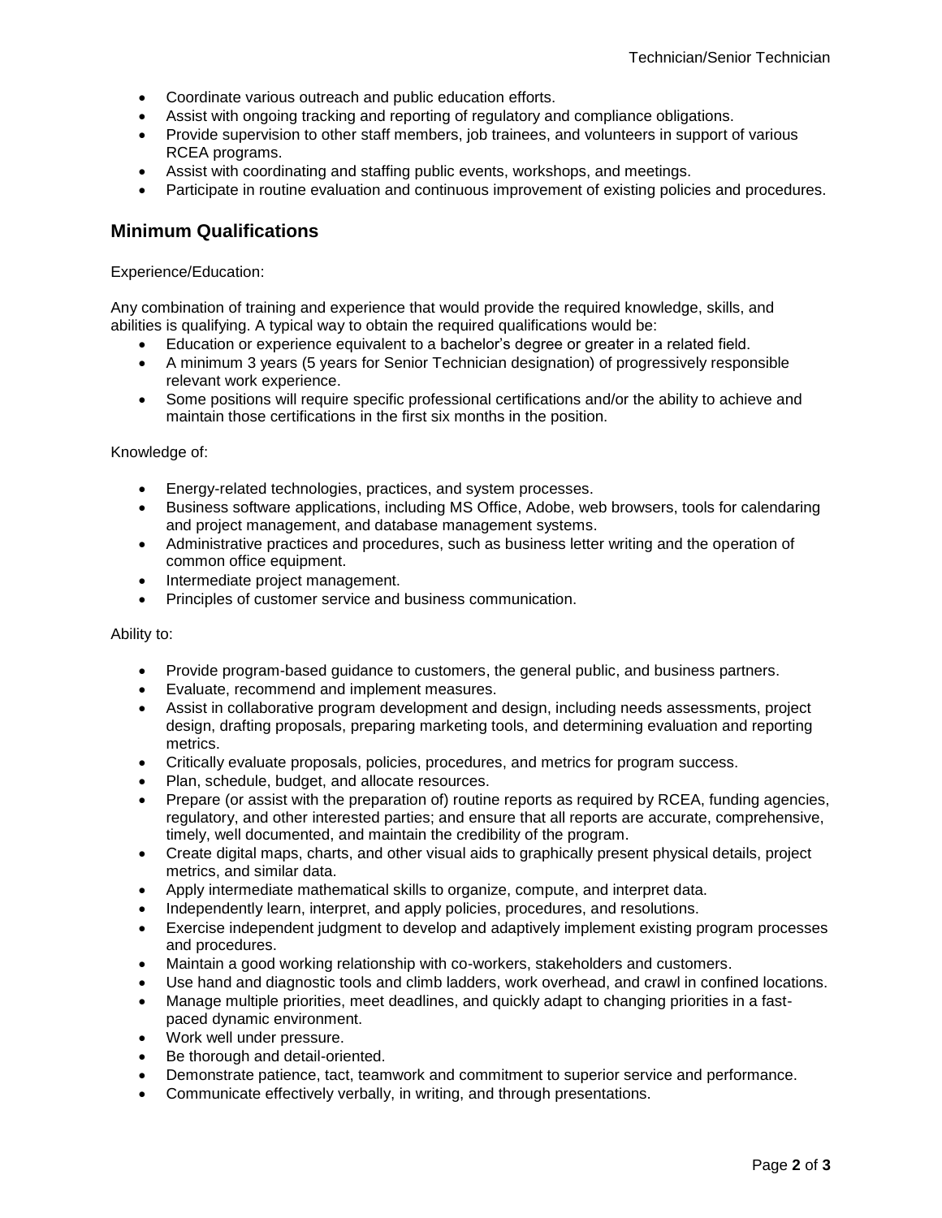- Coordinate various outreach and public education efforts.
- Assist with ongoing tracking and reporting of regulatory and compliance obligations.
- Provide supervision to other staff members, job trainees, and volunteers in support of various RCEA programs.
- Assist with coordinating and staffing public events, workshops, and meetings.
- Participate in routine evaluation and continuous improvement of existing policies and procedures.

## Minimum Qualifications

Experience/Education:

Any combination of training and experience that would provide the required knowledge, skills, and abilities is qualifying. A typical way to obtain the required qualifications would be:

- Education or experience equivalent to a bachelor's degree or greater in a related field.
- A minimum 3 years (5 years for Senior Technician designation) of progressively responsible relevant work experience.
- Some positions will require specific professional certifications and/or the ability to achieve and maintain those certifications in the first six months in the position.

Knowledge of:

- Energy-related technologies, practices, and system processes.
- Business software applications, including MS Office, Adobe, web browsers, tools for calendaring and project management, and database management systems.
- Administrative practices and procedures, such as business letter writing and the operation of common office equipment.
- Intermediate project management.
- Principles of customer service and business communication.

Ability to:

- Provide program-based guidance to customers, the general public, and business partners.
- Evaluate, recommend and implement measures.
- Assist in collaborative program development and design, including needs assessments, project design, drafting proposals, preparing marketing tools, and determining evaluation and reporting metrics.
- Critically evaluate proposals, policies, procedures, and metrics for program success.
- Plan, schedule, budget, and allocate resources.
- Prepare (or assist with the preparation of) routine reports as required by RCEA, funding agencies, regulatory, and other interested parties; and ensure that all reports are accurate, comprehensive, timely, well documented, and maintain the credibility of the program.
- Create digital maps, charts, and other visual aids to graphically present physical details, project metrics, and similar data.
- Apply intermediate mathematical skills to organize, compute, and interpret data.
- Independently learn, interpret, and apply policies, procedures, and resolutions.
- Exercise independent judgment to develop and adaptively implement existing program processes and procedures.
- Maintain a good working relationship with co-workers, stakeholders and customers.
- Use hand and diagnostic tools and climb ladders, work overhead, and crawl in confined locations.
- Manage multiple priorities, meet deadlines, and quickly adapt to changing priorities in a fast-paced dynamic environment.
- Work well under pressure.
- Be thorough and detail-oriented.
- Demonstrate patience, tact, teamwork and commitment to superior service and performance.
- Communicate effectively verbally, in writing, and through presentations.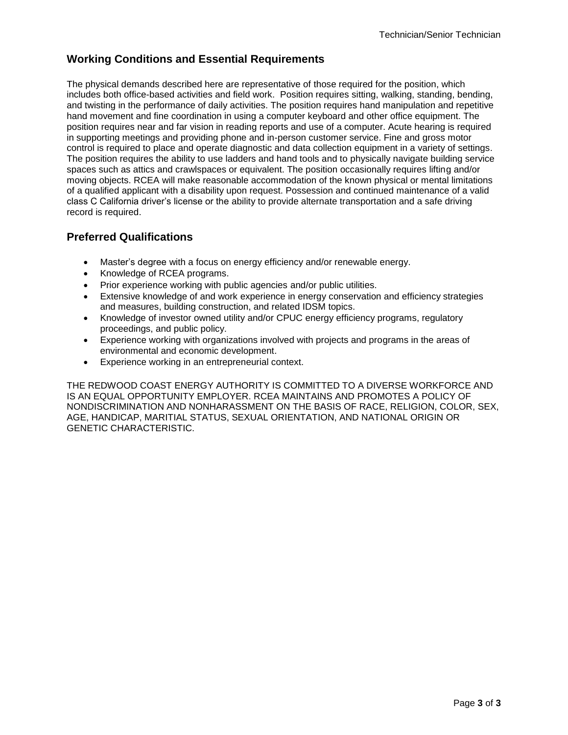## Working Conditions and Essential Requirements

The physical demands described here are representative of those required for the position, which includes both office-based activities and field work. Position requires sitting, walking, standing, bending, and twisting in the performance of daily activities. The position requires hand manipulation and repetitive hand movement and fine coordination in using a computer keyboard and other office equipment. The position requires near and far vision in reading reports and use of a computer. Acute hearing is required in supporting meetings and providing phone and in-person customer service. Fine and gross motor control is required to place and operate diagnostic and data collection equipment in a variety of settings. The position requires the ability to use ladders and hand tools and to physically navigate building service spaces such as attics and crawlspaces or equivalent. The position occasionally requires lifting and/or moving objects. RCEA will make reasonable accommodation of the known physical or mental limitations of a qualified applicant with a disability upon request. Possession and continued maintenance of a valid class C California driver's license or the ability to provide alternate transportation and a safe driving record is required.

## Preferred Qualifications

- Master's degree with a focus on energy efficiency and/or renewable energy.
- Knowledge of RCEA programs.
- Prior experience working with public agencies and/or public utilities.
- Extensive knowledge of and work experience in energy conservation and efficiency strategies and measures, building construction, and related IDSM topics.
- Knowledge of investor owned utility and/or CPUC energy efficiency programs, regulatory proceedings, and public policy.
- Experience working with organizations involved with projects and programs in the areas of environmental and economic development.
- Experience working in an entrepreneurial context.

THE REDWOOD COAST ENERGY AUTHORITY IS COMMITTED TO A DIVERSE WORKFORCE AND IS AN EQUAL OPPORTUNITY EMPLOYER. RCEA MAINTAINS AND PROMOTES A POLICY OF NONDISCRIMINATION AND NONHARASSMENT ON THE BASIS OF RACE, RELIGION, COLOR, SEX, AGE, HANDICAP, MARITIAL STATUS, SEXUAL ORIENTATION, AND NATIONAL ORIGIN OR GENETIC CHARACTERISTIC.